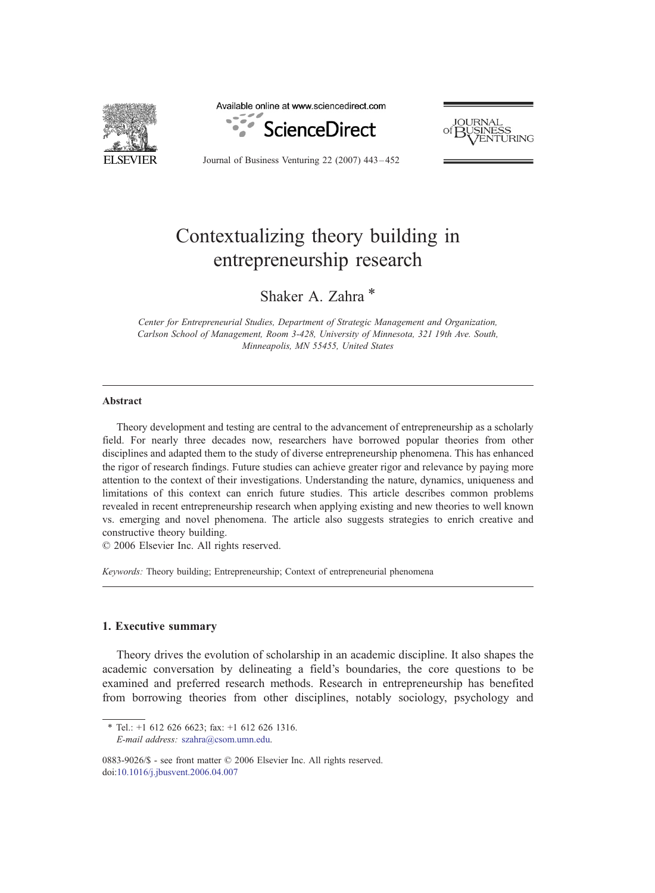# Contextualizing theory building in entrepreneurship research

Shaker A. Zahra *

*Center for Entrepreneurial Studies, Department of Strategic Management and Organization, Carlson School of Management, Room 3-428, University of Minnesota, 321 19th Ave. South, Minneapolis, MN 55455, United States*

## Abstract

Theory development and testing are central to the advancement of entrepreneurship as a scholarly field. For nearly three decades now, researchers have borrowed popular theories from other disciplines and adapted them to the study of diverse entrepreneurship phenomena. This has enhanced the rigor of research findings. Future studies can achieve greater rigor and relevance by paying more attention to the context of their investigations. Understanding the nature, dynamics, uniqueness and limitations of this context can enrich future studies. This article describes common problems revealed in recent entrepreneurship research when applying existing and new theories to well known vs. emerging and novel phenomena. The article also suggests strategies to enrich creative and constructive theory building.

© 2006 Elsevier Inc. All rights reserved.

*Keywords:* Theory building; Entrepreneurship; Context of entrepreneurial phenomena

## 1. Executive summary

Theory drives the evolution of scholarship in an academic discipline. It also shapes the academic conversation by delineating a field's boundaries, the core questions to be examined and preferred research methods. Research in entrepreneurship has benefited from borrowing theories from other disciplines, notably sociology, psychology and

* Tel.: +1 612 626 6623; fax: +1 612 626 1316.
*E-mail address:* szahra@csom.umn.edu.

0883-9026/$ - see front matter © 2006 Elsevier Inc. All rights reserved.
doi:10.1016/j.jbusvent.2006.04.007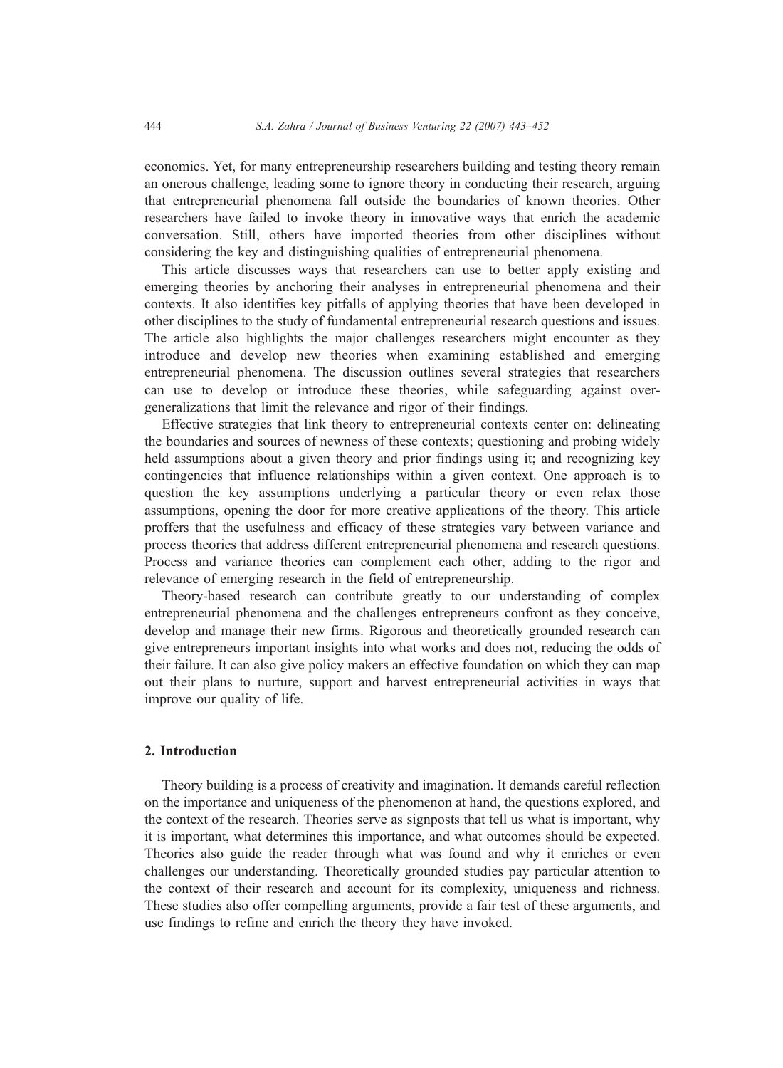economics. Yet, for many entrepreneurship researchers building and testing theory remain an onerous challenge, leading some to ignore theory in conducting their research, arguing that entrepreneurial phenomena fall outside the boundaries of known theories. Other researchers have failed to invoke theory in innovative ways that enrich the academic conversation. Still, others have imported theories from other disciplines without considering the key and distinguishing qualities of entrepreneurial phenomena.

This article discusses ways that researchers can use to better apply existing and emerging theories by anchoring their analyses in entrepreneurial phenomena and their contexts. It also identifies key pitfalls of applying theories that have been developed in other disciplines to the study of fundamental entrepreneurial research questions and issues. The article also highlights the major challenges researchers might encounter as they introduce and develop new theories when examining established and emerging entrepreneurial phenomena. The discussion outlines several strategies that researchers can use to develop or introduce these theories, while safeguarding against over-generalizations that limit the relevance and rigor of their findings.

Effective strategies that link theory to entrepreneurial contexts center on: delineating the boundaries and sources of newness of these contexts; questioning and probing widely held assumptions about a given theory and prior findings using it; and recognizing key contingencies that influence relationships within a given context. One approach is to question the key assumptions underlying a particular theory or even relax those assumptions, opening the door for more creative applications of the theory. This article proffers that the usefulness and efficacy of these strategies vary between variance and process theories that address different entrepreneurial phenomena and research questions. Process and variance theories can complement each other, adding to the rigor and relevance of emerging research in the field of entrepreneurship.

Theory-based research can contribute greatly to our understanding of complex entrepreneurial phenomena and the challenges entrepreneurs confront as they conceive, develop and manage their new firms. Rigorous and theoretically grounded research can give entrepreneurs important insights into what works and does not, reducing the odds of their failure. It can also give policy makers an effective foundation on which they can map out their plans to nurture, support and harvest entrepreneurial activities in ways that improve our quality of life.

## 2. Introduction

Theory building is a process of creativity and imagination. It demands careful reflection on the importance and uniqueness of the phenomenon at hand, the questions explored, and the context of the research. Theories serve as signposts that tell us what is important, why it is important, what determines this importance, and what outcomes should be expected. Theories also guide the reader through what was found and why it enriches or even challenges our understanding. Theoretically grounded studies pay particular attention to the context of their research and account for its complexity, uniqueness and richness. These studies also offer compelling arguments, provide a fair test of these arguments, and use findings to refine and enrich the theory they have invoked.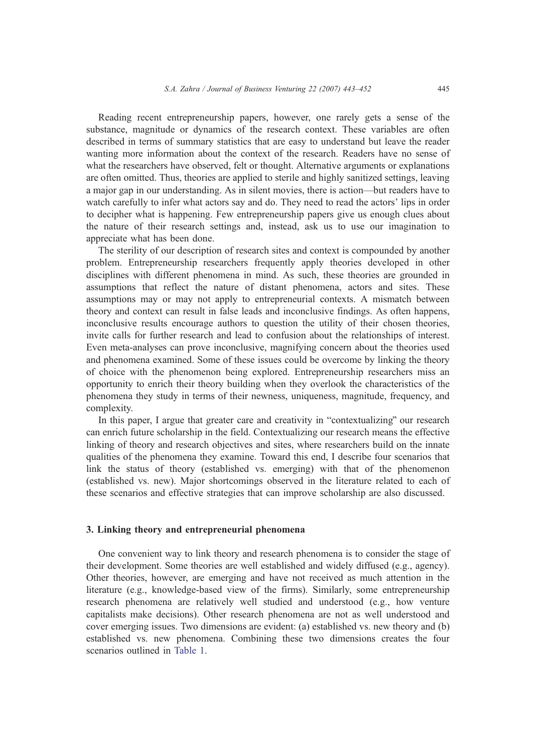Reading recent entrepreneurship papers, however, one rarely gets a sense of the substance, magnitude or dynamics of the research context. These variables are often described in terms of summary statistics that are easy to understand but leave the reader wanting more information about the context of the research. Readers have no sense of what the researchers have observed, felt or thought. Alternative arguments or explanations are often omitted. Thus, theories are applied to sterile and highly sanitized settings, leaving a major gap in our understanding. As in silent movies, there is action—but readers have to watch carefully to infer what actors say and do. They need to read the actors' lips in order to decipher what is happening. Few entrepreneurship papers give us enough clues about the nature of their research settings and, instead, ask us to use our imagination to appreciate what has been done.

The sterility of our description of research sites and context is compounded by another problem. Entrepreneurship researchers frequently apply theories developed in other disciplines with different phenomena in mind. As such, these theories are grounded in assumptions that reflect the nature of distant phenomena, actors and sites. These assumptions may or may not apply to entrepreneurial contexts. A mismatch between theory and context can result in false leads and inconclusive findings. As often happens, inconclusive results encourage authors to question the utility of their chosen theories, invite calls for further research and lead to confusion about the relationships of interest. Even meta-analyses can prove inconclusive, magnifying concern about the theories used and phenomena examined. Some of these issues could be overcome by linking the theory of choice with the phenomenon being explored. Entrepreneurship researchers miss an opportunity to enrich their theory building when they overlook the characteristics of the phenomena they study in terms of their newness, uniqueness, magnitude, frequency, and complexity.

In this paper, I argue that greater care and creativity in "contextualizing" our research can enrich future scholarship in the field. Contextualizing our research means the effective linking of theory and research objectives and sites, where researchers build on the innate qualities of the phenomena they examine. Toward this end, I describe four scenarios that link the status of theory (established vs. emerging) with that of the phenomenon (established vs. new). Major shortcomings observed in the literature related to each of these scenarios and effective strategies that can improve scholarship are also discussed.

## 3. Linking theory and entrepreneurial phenomena

One convenient way to link theory and research phenomena is to consider the stage of their development. Some theories are well established and widely diffused (e.g., agency). Other theories, however, are emerging and have not received as much attention in the literature (e.g., knowledge-based view of the firms). Similarly, some entrepreneurship research phenomena are relatively well studied and understood (e.g., how venture capitalists make decisions). Other research phenomena are not as well understood and cover emerging issues. Two dimensions are evident: (a) established vs. new theory and (b) established vs. new phenomena. Combining these two dimensions creates the four scenarios outlined in Table 1.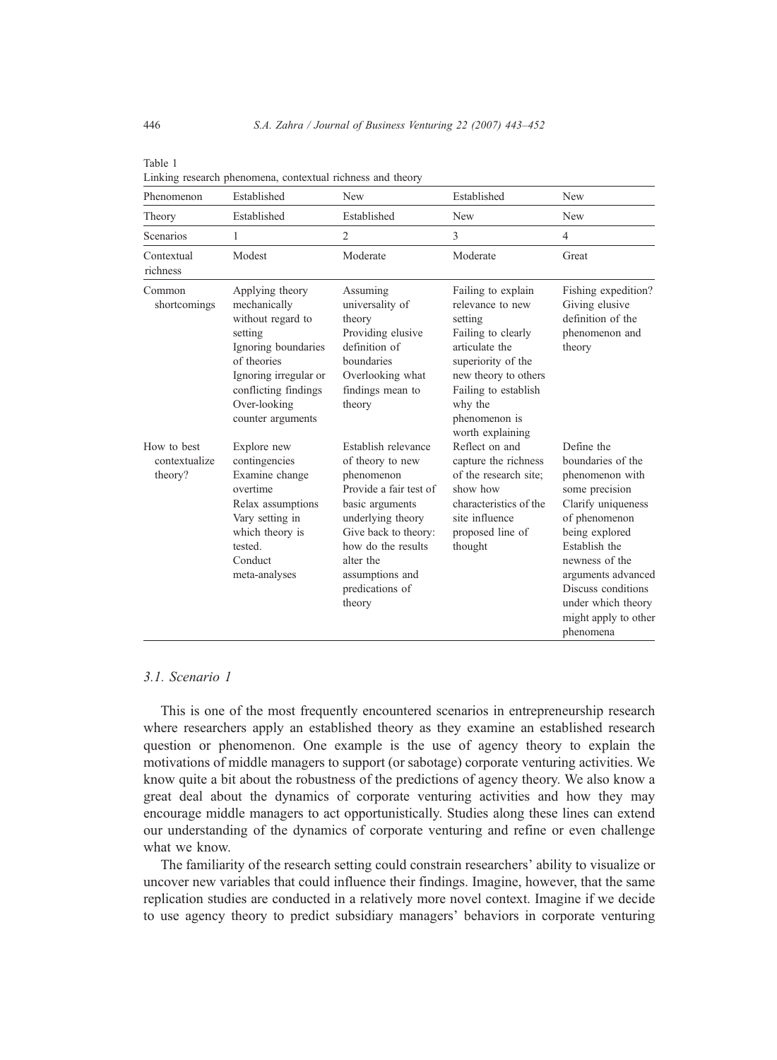Table 1
Linking research phenomena, contextual richness and theory

| Phenomenon | Established | New | Established | New |
|---|---|---|---|---|
| Theory | Established | Established | New | New |
| Scenarios | 1 | 2 | 3 | 4 |
| Contextual richness | Modest | Moderate | Moderate | Great |
| Common shortcomings | Applying theory mechanically without regard to setting<br>Ignoring boundaries of theories<br>Ignoring irregular or conflicting findings<br>Over-looking counter arguments | Assuming universality of theory<br>Providing elusive definition of boundaries<br>Overlooking what findings mean to theory | Failing to explain relevance to new setting<br>Failing to clearly articulate the superiority of the new theory to others<br>Failing to establish why the phenomenon is worth explaining | Fishing expedition?<br>Giving elusive definition of the phenomenon and theory |
| How to best contextualize theory? | Explore new contingencies<br>Examine change overtime<br>Relax assumptions<br>Vary setting in which theory is tested.<br>Conduct meta-analyses | Establish relevance of theory to new phenomenon<br>Provide a fair test of basic arguments underlying theory<br>Give back to theory: how do the results alter the assumptions and predications of theory | Reflect on and capture the richness of the research site; show how characteristics of the site influence proposed line of thought | Define the boundaries of the phenomenon with some precision<br>Clarify uniqueness of phenomenon being explored<br>Establish the newness of the arguments advanced<br>Discuss conditions under which theory might apply to other phenomena |

### 3.1. Scenario 1

This is one of the most frequently encountered scenarios in entrepreneurship research where researchers apply an established theory as they examine an established research question or phenomenon. One example is the use of agency theory to explain the motivations of middle managers to support (or sabotage) corporate venturing activities. We know quite a bit about the robustness of the predictions of agency theory. We also know a great deal about the dynamics of corporate venturing activities and how they may encourage middle managers to act opportunistically. Studies along these lines can extend our understanding of the dynamics of corporate venturing and refine or even challenge what we know.

The familiarity of the research setting could constrain researchers' ability to visualize or uncover new variables that could influence their findings. Imagine, however, that the same replication studies are conducted in a relatively more novel context. Imagine if we decide to use agency theory to predict subsidiary managers' behaviors in corporate venturing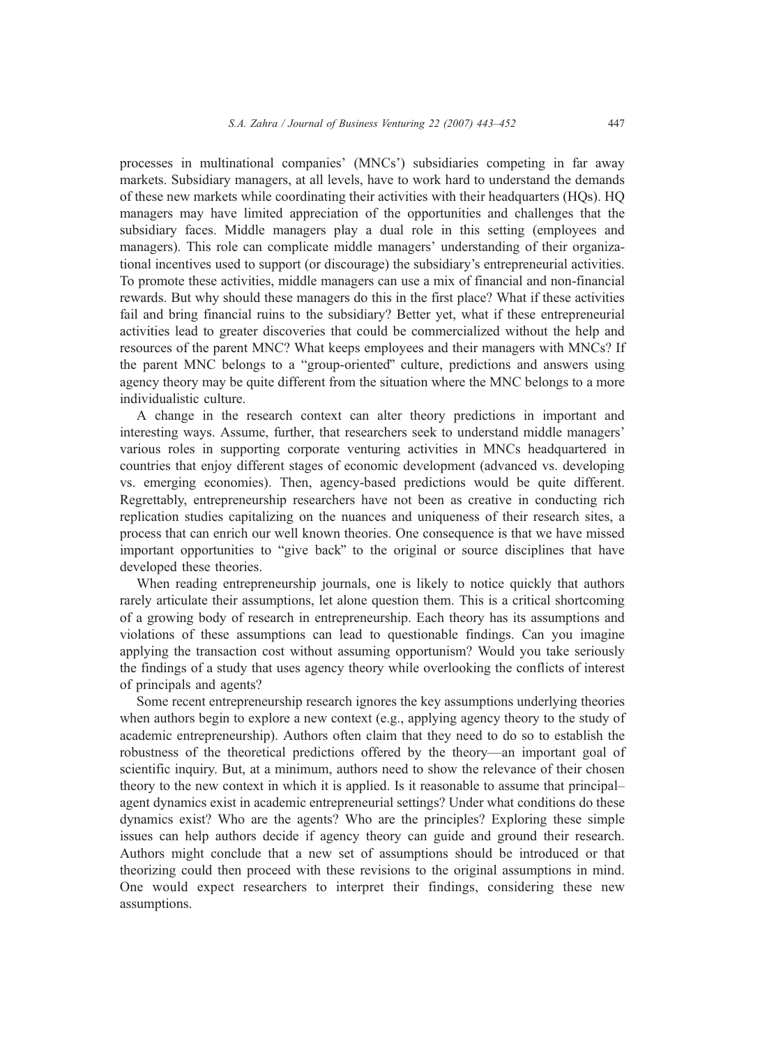processes in multinational companies' (MNCs') subsidiaries competing in far away markets. Subsidiary managers, at all levels, have to work hard to understand the demands of these new markets while coordinating their activities with their headquarters (HQs). HQ managers may have limited appreciation of the opportunities and challenges that the subsidiary faces. Middle managers play a dual role in this setting (employees and managers). This role can complicate middle managers' understanding of their organizational incentives used to support (or discourage) the subsidiary's entrepreneurial activities. To promote these activities, middle managers can use a mix of financial and non-financial rewards. But why should these managers do this in the first place? What if these activities fail and bring financial ruins to the subsidiary? Better yet, what if these entrepreneurial activities lead to greater discoveries that could be commercialized without the help and resources of the parent MNC? What keeps employees and their managers with MNCs? If the parent MNC belongs to a "group-oriented" culture, predictions and answers using agency theory may be quite different from the situation where the MNC belongs to a more individualistic culture.

A change in the research context can alter theory predictions in important and interesting ways. Assume, further, that researchers seek to understand middle managers' various roles in supporting corporate venturing activities in MNCs headquartered in countries that enjoy different stages of economic development (advanced vs. developing vs. emerging economies). Then, agency-based predictions would be quite different. Regrettably, entrepreneurship researchers have not been as creative in conducting rich replication studies capitalizing on the nuances and uniqueness of their research sites, a process that can enrich our well known theories. One consequence is that we have missed important opportunities to "give back" to the original or source disciplines that have developed these theories.

When reading entrepreneurship journals, one is likely to notice quickly that authors rarely articulate their assumptions, let alone question them. This is a critical shortcoming of a growing body of research in entrepreneurship. Each theory has its assumptions and violations of these assumptions can lead to questionable findings. Can you imagine applying the transaction cost without assuming opportunism? Would you take seriously the findings of a study that uses agency theory while overlooking the conflicts of interest of principals and agents?

Some recent entrepreneurship research ignores the key assumptions underlying theories when authors begin to explore a new context (e.g., applying agency theory to the study of academic entrepreneurship). Authors often claim that they need to do so to establish the robustness of the theoretical predictions offered by the theory—an important goal of scientific inquiry. But, at a minimum, authors need to show the relevance of their chosen theory to the new context in which it is applied. Is it reasonable to assume that principal–agent dynamics exist in academic entrepreneurial settings? Under what conditions do these dynamics exist? Who are the agents? Who are the principles? Exploring these simple issues can help authors decide if agency theory can guide and ground their research. Authors might conclude that a new set of assumptions should be introduced or that theorizing could then proceed with these revisions to the original assumptions in mind. One would expect researchers to interpret their findings, considering these new assumptions.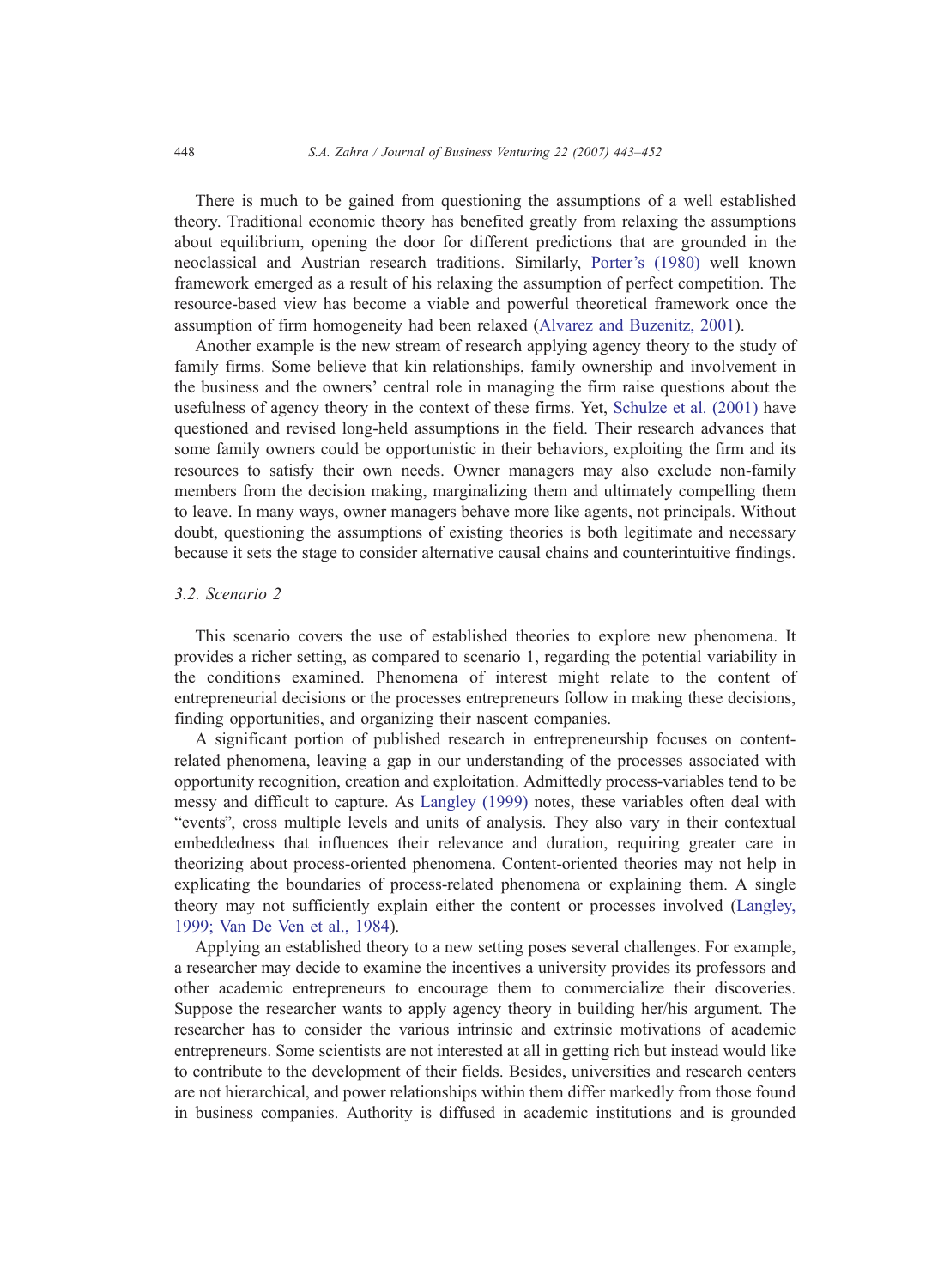There is much to be gained from questioning the assumptions of a well established theory. Traditional economic theory has benefited greatly from relaxing the assumptions about equilibrium, opening the door for different predictions that are grounded in the neoclassical and Austrian research traditions. Similarly, Porter's (1980) well known framework emerged as a result of his relaxing the assumption of perfect competition. The resource-based view has become a viable and powerful theoretical framework once the assumption of firm homogeneity had been relaxed (Alvarez and Buzenitz, 2001).

Another example is the new stream of research applying agency theory to the study of family firms. Some believe that kin relationships, family ownership and involvement in the business and the owners' central role in managing the firm raise questions about the usefulness of agency theory in the context of these firms. Yet, Schulze et al. (2001) have questioned and revised long-held assumptions in the field. Their research advances that some family owners could be opportunistic in their behaviors, exploiting the firm and its resources to satisfy their own needs. Owner managers may also exclude non-family members from the decision making, marginalizing them and ultimately compelling them to leave. In many ways, owner managers behave more like agents, not principals. Without doubt, questioning the assumptions of existing theories is both legitimate and necessary because it sets the stage to consider alternative causal chains and counterintuitive findings.

### 3.2. Scenario 2

This scenario covers the use of established theories to explore new phenomena. It provides a richer setting, as compared to scenario 1, regarding the potential variability in the conditions examined. Phenomena of interest might relate to the content of entrepreneurial decisions or the processes entrepreneurs follow in making these decisions, finding opportunities, and organizing their nascent companies.

A significant portion of published research in entrepreneurship focuses on content-related phenomena, leaving a gap in our understanding of the processes associated with opportunity recognition, creation and exploitation. Admittedly process-variables tend to be messy and difficult to capture. As Langley (1999) notes, these variables often deal with "events", cross multiple levels and units of analysis. They also vary in their contextual embeddedness that influences their relevance and duration, requiring greater care in theorizing about process-oriented phenomena. Content-oriented theories may not help in explicating the boundaries of process-related phenomena or explaining them. A single theory may not sufficiently explain either the content or processes involved (Langley, 1999; Van De Ven et al., 1984).

Applying an established theory to a new setting poses several challenges. For example, a researcher may decide to examine the incentives a university provides its professors and other academic entrepreneurs to encourage them to commercialize their discoveries. Suppose the researcher wants to apply agency theory in building her/his argument. The researcher has to consider the various intrinsic and extrinsic motivations of academic entrepreneurs. Some scientists are not interested at all in getting rich but instead would like to contribute to the development of their fields. Besides, universities and research centers are not hierarchical, and power relationships within them differ markedly from those found in business companies. Authority is diffused in academic institutions and is grounded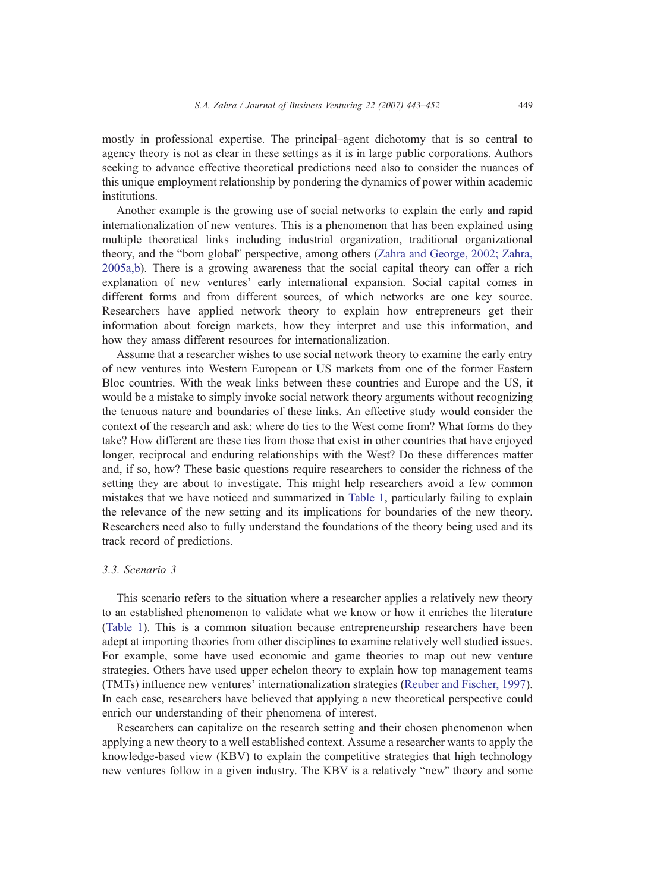mostly in professional expertise. The principal–agent dichotomy that is so central to agency theory is not as clear in these settings as it is in large public corporations. Authors seeking to advance effective theoretical predictions need also to consider the nuances of this unique employment relationship by pondering the dynamics of power within academic institutions.

Another example is the growing use of social networks to explain the early and rapid internationalization of new ventures. This is a phenomenon that has been explained using multiple theoretical links including industrial organization, traditional organizational theory, and the "born global" perspective, among others (Zahra and George, 2002; Zahra, 2005a,b). There is a growing awareness that the social capital theory can offer a rich explanation of new ventures' early international expansion. Social capital comes in different forms and from different sources, of which networks are one key source. Researchers have applied network theory to explain how entrepreneurs get their information about foreign markets, how they interpret and use this information, and how they amass different resources for internationalization.

Assume that a researcher wishes to use social network theory to examine the early entry of new ventures into Western European or US markets from one of the former Eastern Bloc countries. With the weak links between these countries and Europe and the US, it would be a mistake to simply invoke social network theory arguments without recognizing the tenuous nature and boundaries of these links. An effective study would consider the context of the research and ask: where do ties to the West come from? What forms do they take? How different are these ties from those that exist in other countries that have enjoyed longer, reciprocal and enduring relationships with the West? Do these differences matter and, if so, how? These basic questions require researchers to consider the richness of the setting they are about to investigate. This might help researchers avoid a few common mistakes that we have noticed and summarized in Table 1, particularly failing to explain the relevance of the new setting and its implications for boundaries of the new theory. Researchers need also to fully understand the foundations of the theory being used and its track record of predictions.

### 3.3. Scenario 3

This scenario refers to the situation where a researcher applies a relatively new theory to an established phenomenon to validate what we know or how it enriches the literature (Table 1). This is a common situation because entrepreneurship researchers have been adept at importing theories from other disciplines to examine relatively well studied issues. For example, some have used economic and game theories to map out new venture strategies. Others have used upper echelon theory to explain how top management teams (TMTs) influence new ventures' internationalization strategies (Reuber and Fischer, 1997). In each case, researchers have believed that applying a new theoretical perspective could enrich our understanding of their phenomena of interest.

Researchers can capitalize on the research setting and their chosen phenomenon when applying a new theory to a well established context. Assume a researcher wants to apply the knowledge-based view (KBV) to explain the competitive strategies that high technology new ventures follow in a given industry. The KBV is a relatively "new" theory and some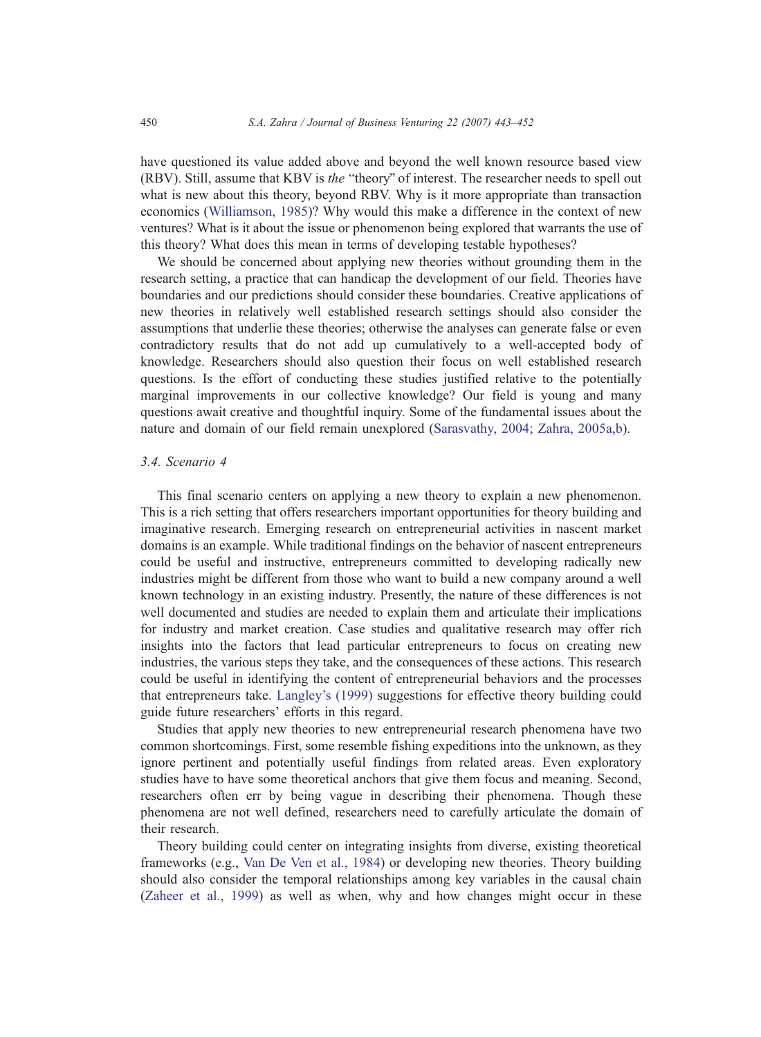have questioned its value added above and beyond the well known resource based view (RBV). Still, assume that KBV is *the* "theory" of interest. The researcher needs to spell out what is new about this theory, beyond RBV. Why is it more appropriate than transaction economics (Williamson, 1985)? Why would this make a difference in the context of new ventures? What is it about the issue or phenomenon being explored that warrants the use of this theory? What does this mean in terms of developing testable hypotheses?

We should be concerned about applying new theories without grounding them in the research setting, a practice that can handicap the development of our field. Theories have boundaries and our predictions should consider these boundaries. Creative applications of new theories in relatively well established research settings should also consider the assumptions that underlie these theories; otherwise the analyses can generate false or even contradictory results that do not add up cumulatively to a well-accepted body of knowledge. Researchers should also question their focus on well established research questions. Is the effort of conducting these studies justified relative to the potentially marginal improvements in our collective knowledge? Our field is young and many questions await creative and thoughtful inquiry. Some of the fundamental issues about the nature and domain of our field remain unexplored (Sarasvathy, 2004; Zahra, 2005a,b).

### 3.4. Scenario 4

This final scenario centers on applying a new theory to explain a new phenomenon. This is a rich setting that offers researchers important opportunities for theory building and imaginative research. Emerging research on entrepreneurial activities in nascent market domains is an example. While traditional findings on the behavior of nascent entrepreneurs could be useful and instructive, entrepreneurs committed to developing radically new industries might be different from those who want to build a new company around a well known technology in an existing industry. Presently, the nature of these differences is not well documented and studies are needed to explain them and articulate their implications for industry and market creation. Case studies and qualitative research may offer rich insights into the factors that lead particular entrepreneurs to focus on creating new industries, the various steps they take, and the consequences of these actions. This research could be useful in identifying the content of entrepreneurial behaviors and the processes that entrepreneurs take. Langley's (1999) suggestions for effective theory building could guide future researchers' efforts in this regard.

Studies that apply new theories to new entrepreneurial research phenomena have two common shortcomings. First, some resemble fishing expeditions into the unknown, as they ignore pertinent and potentially useful findings from related areas. Even exploratory studies have to have some theoretical anchors that give them focus and meaning. Second, researchers often err by being vague in describing their phenomena. Though these phenomena are not well defined, researchers need to carefully articulate the domain of their research.

Theory building could center on integrating insights from diverse, existing theoretical frameworks (e.g., Van De Ven et al., 1984) or developing new theories. Theory building should also consider the temporal relationships among key variables in the causal chain (Zaheer et al., 1999) as well as when, why and how changes might occur in these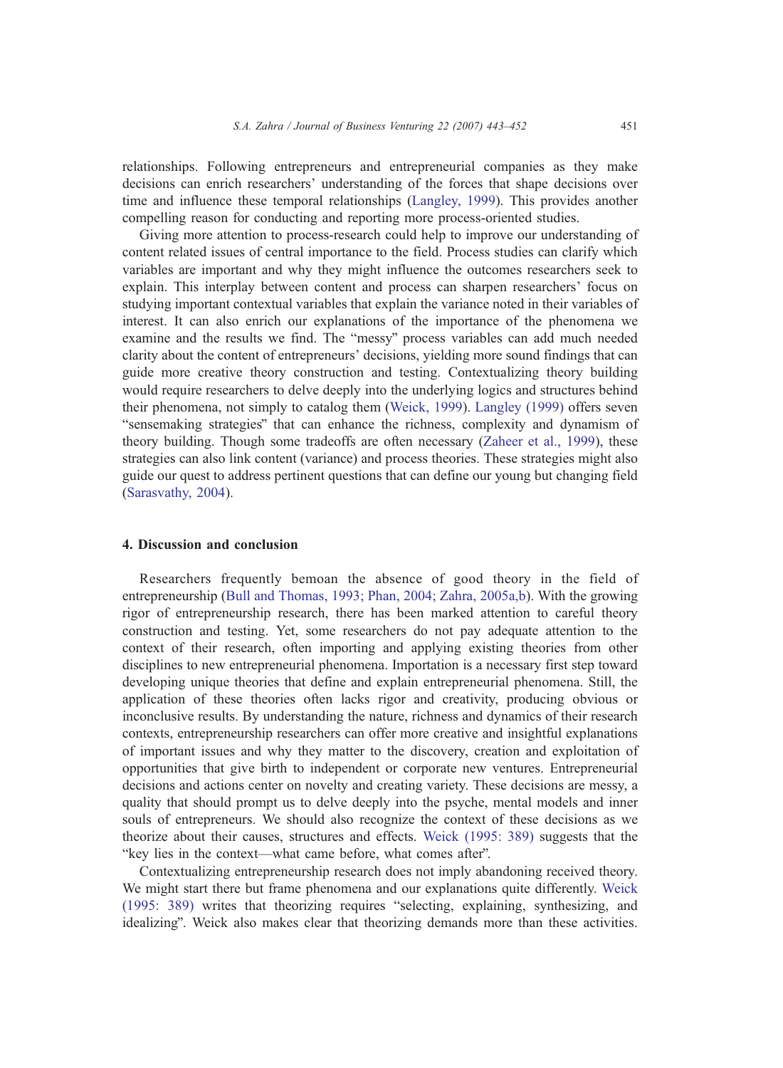relationships. Following entrepreneurs and entrepreneurial companies as they make decisions can enrich researchers' understanding of the forces that shape decisions over time and influence these temporal relationships (Langley, 1999). This provides another compelling reason for conducting and reporting more process-oriented studies.

Giving more attention to process-research could help to improve our understanding of content related issues of central importance to the field. Process studies can clarify which variables are important and why they might influence the outcomes researchers seek to explain. This interplay between content and process can sharpen researchers' focus on studying important contextual variables that explain the variance noted in their variables of interest. It can also enrich our explanations of the importance of the phenomena we examine and the results we find. The "messy" process variables can add much needed clarity about the content of entrepreneurs' decisions, yielding more sound findings that can guide more creative theory construction and testing. Contextualizing theory building would require researchers to delve deeply into the underlying logics and structures behind their phenomena, not simply to catalog them (Weick, 1999). Langley (1999) offers seven "sensemaking strategies" that can enhance the richness, complexity and dynamism of theory building. Though some tradeoffs are often necessary (Zaheer et al., 1999), these strategies can also link content (variance) and process theories. These strategies might also guide our quest to address pertinent questions that can define our young but changing field (Sarasvathy, 2004).

## 4. Discussion and conclusion

Researchers frequently bemoan the absence of good theory in the field of entrepreneurship (Bull and Thomas, 1993; Phan, 2004; Zahra, 2005a,b). With the growing rigor of entrepreneurship research, there has been marked attention to careful theory construction and testing. Yet, some researchers do not pay adequate attention to the context of their research, often importing and applying existing theories from other disciplines to new entrepreneurial phenomena. Importation is a necessary first step toward developing unique theories that define and explain entrepreneurial phenomena. Still, the application of these theories often lacks rigor and creativity, producing obvious or inconclusive results. By understanding the nature, richness and dynamics of their research contexts, entrepreneurship researchers can offer more creative and insightful explanations of important issues and why they matter to the discovery, creation and exploitation of opportunities that give birth to independent or corporate new ventures. Entrepreneurial decisions and actions center on novelty and creating variety. These decisions are messy, a quality that should prompt us to delve deeply into the psyche, mental models and inner souls of entrepreneurs. We should also recognize the context of these decisions as we theorize about their causes, structures and effects. Weick (1995: 389) suggests that the "key lies in the context—what came before, what comes after".

Contextualizing entrepreneurship research does not imply abandoning received theory. We might start there but frame phenomena and our explanations quite differently. Weick (1995: 389) writes that theorizing requires "selecting, explaining, synthesizing, and idealizing". Weick also makes clear that theorizing demands more than these activities.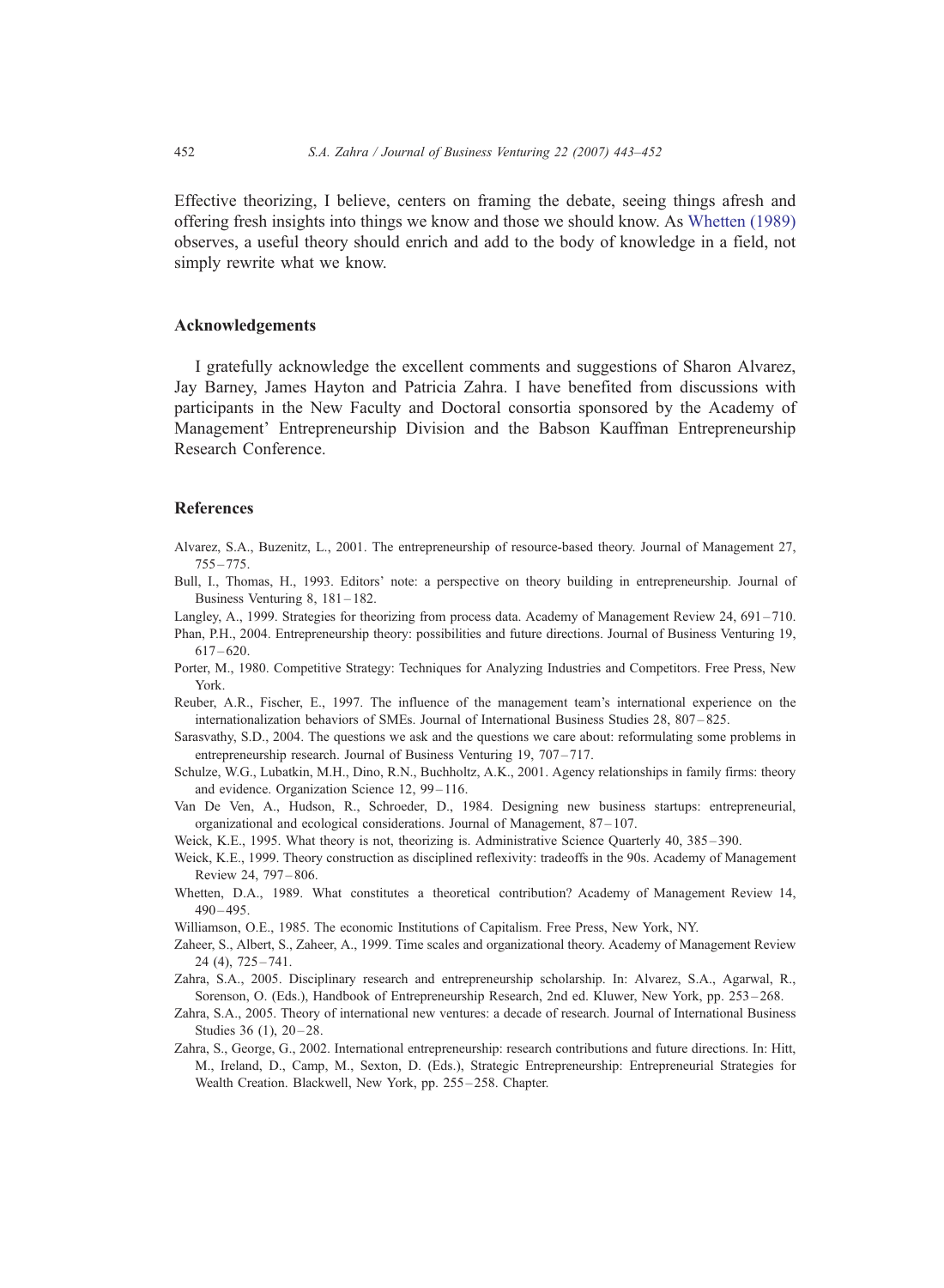Effective theorizing, I believe, centers on framing the debate, seeing things afresh and offering fresh insights into things we know and those we should know. As Whetten (1989) observes, a useful theory should enrich and add to the body of knowledge in a field, not simply rewrite what we know.

## Acknowledgements

I gratefully acknowledge the excellent comments and suggestions of Sharon Alvarez, Jay Barney, James Hayton and Patricia Zahra. I have benefited from discussions with participants in the New Faculty and Doctoral consortia sponsored by the Academy of Management' Entrepreneurship Division and the Babson Kauffman Entrepreneurship Research Conference.

## References

Alvarez, S.A., Buzenitz, L., 2001. The entrepreneurship of resource-based theory. Journal of Management 27, 755–775.

Bull, I., Thomas, H., 1993. Editors' note: a perspective on theory building in entrepreneurship. Journal of Business Venturing 8, 181–182.

Langley, A., 1999. Strategies for theorizing from process data. Academy of Management Review 24, 691–710.

Phan, P.H., 2004. Entrepreneurship theory: possibilities and future directions. Journal of Business Venturing 19, 617–620.

Porter, M., 1980. Competitive Strategy: Techniques for Analyzing Industries and Competitors. Free Press, New York.

Reuber, A.R., Fischer, E., 1997. The influence of the management team's international experience on the internationalization behaviors of SMEs. Journal of International Business Studies 28, 807–825.

Sarasvathy, S.D., 2004. The questions we ask and the questions we care about: reformulating some problems in entrepreneurship research. Journal of Business Venturing 19, 707–717.

Schulze, W.G., Lubatkin, M.H., Dino, R.N., Buchholtz, A.K., 2001. Agency relationships in family firms: theory and evidence. Organization Science 12, 99–116.

Van De Ven, A., Hudson, R., Schroeder, D., 1984. Designing new business startups: entrepreneurial, organizational and ecological considerations. Journal of Management, 87–107.

Weick, K.E., 1995. What theory is not, theorizing is. Administrative Science Quarterly 40, 385–390.

Weick, K.E., 1999. Theory construction as disciplined reflexivity: tradeoffs in the 90s. Academy of Management Review 24, 797–806.

Whetten, D.A., 1989. What constitutes a theoretical contribution? Academy of Management Review 14, 490–495.

Williamson, O.E., 1985. The economic Institutions of Capitalism. Free Press, New York, NY.

Zaheer, S., Albert, S., Zaheer, A., 1999. Time scales and organizational theory. Academy of Management Review 24 (4), 725–741.

Zahra, S.A., 2005. Disciplinary research and entrepreneurship scholarship. In: Alvarez, S.A., Agarwal, R., Sorenson, O. (Eds.), Handbook of Entrepreneurship Research, 2nd ed. Kluwer, New York, pp. 253–268.

Zahra, S.A., 2005. Theory of international new ventures: a decade of research. Journal of International Business Studies 36 (1), 20–28.

Zahra, S., George, G., 2002. International entrepreneurship: research contributions and future directions. In: Hitt, M., Ireland, D., Camp, M., Sexton, D. (Eds.), Strategic Entrepreneurship: Entrepreneurial Strategies for Wealth Creation. Blackwell, New York, pp. 255–258. Chapter.